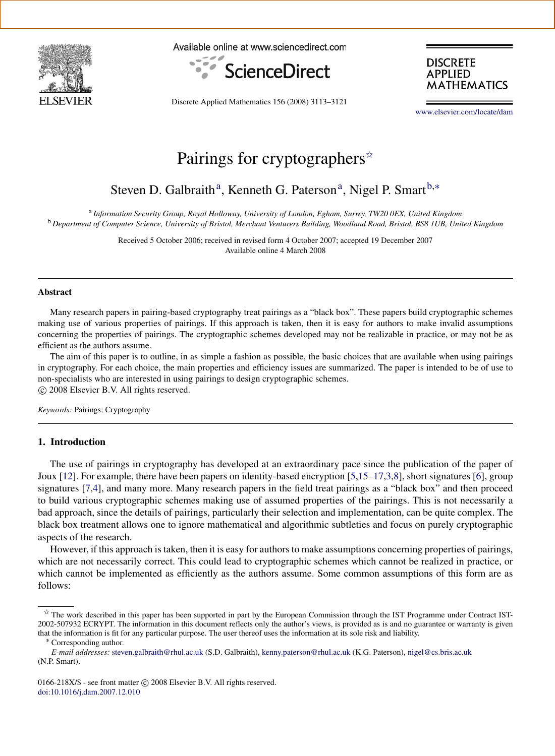# Pairings for cryptographers[☆]

Steven D. Galbraith[a], Kenneth G. Paterson[a], Nigel P. Smart[b,*]

[a] *Information Security Group, Royal Holloway, University of London, Egham, Surrey, TW20 0EX, United Kingdom*
[b] *Department of Computer Science, University of Bristol, Merchant Venturers Building, Woodland Road, Bristol, BS8 1UB, United Kingdom*

Received 5 October 2006; received in revised form 4 October 2007; accepted 19 December 2007
Available online 4 March 2008

---

## Abstract

Many research papers in pairing-based cryptography treat pairings as a "black box". These papers build cryptographic schemes making use of various properties of pairings. If this approach is taken, then it is easy for authors to make invalid assumptions concerning the properties of pairings. The cryptographic schemes developed may not be realizable in practice, or may not be as efficient as the authors assume.

The aim of this paper is to outline, in as simple a fashion as possible, the basic choices that are available when using pairings in cryptography. For each choice, the main properties and efficiency issues are summarized. The paper is intended to be of use to non-specialists who are interested in using pairings to design cryptographic schemes.
© 2008 Elsevier B.V. All rights reserved.

*Keywords:* Pairings; Cryptography

---

## 1. Introduction

The use of pairings in cryptography has developed at an extraordinary pace since the publication of the paper of Joux [12]. For example, there have been papers on identity-based encryption [5,15–17,3,8], short signatures [6], group signatures [7,4], and many more. Many research papers in the field treat pairings as a "black box" and then proceed to build various cryptographic schemes making use of assumed properties of the pairings. This is not necessarily a bad approach, since the details of pairings, particularly their selection and implementation, can be quite complex. The black box treatment allows one to ignore mathematical and algorithmic subtleties and focus on purely cryptographic aspects of the research.

However, if this approach is taken, then it is easy for authors to make assumptions concerning properties of pairings, which are not necessarily correct. This could lead to cryptographic schemes which cannot be realized in practice, or which cannot be implemented as efficiently as the authors assume. Some common assumptions of this form are as follows:

---

☆ The work described in this paper has been supported in part by the European Commission through the IST Programme under Contract IST-2002-507932 ECRYPT. The information in this document reflects only the author's views, is provided as is and no guarantee or warranty is given that the information is fit for any particular purpose. The user thereof uses the information at its sole risk and liability.

\* Corresponding author.

*E-mail addresses:* steven.galbraith@rhul.ac.uk (S.D. Galbraith), kenny.paterson@rhul.ac.uk (K.G. Paterson), nigel@cs.bris.ac.uk (N.P. Smart).

0166-218X/$ - see front matter © 2008 Elsevier B.V. All rights reserved.
doi:10.1016/j.dam.2007.12.010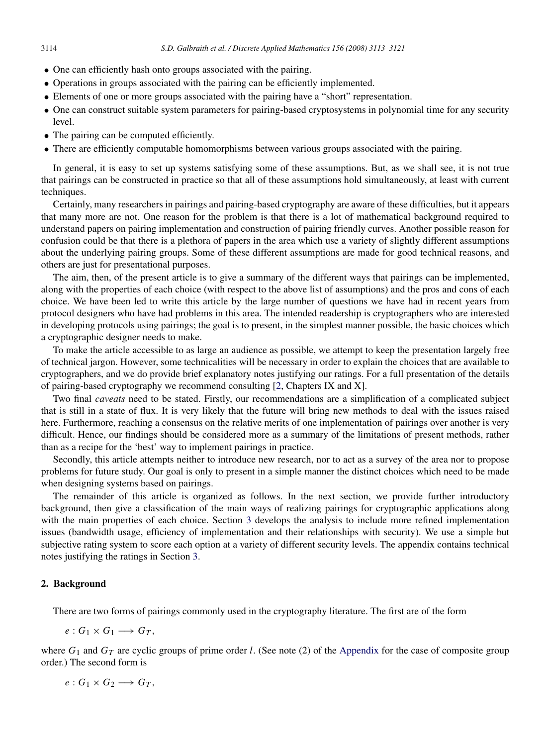- One can efficiently hash onto groups associated with the pairing.
- Operations in groups associated with the pairing can be efficiently implemented.
- Elements of one or more groups associated with the pairing have a "short" representation.
- One can construct suitable system parameters for pairing-based cryptosystems in polynomial time for any security level.
- The pairing can be computed efficiently.
- There are efficiently computable homomorphisms between various groups associated with the pairing.

In general, it is easy to set up systems satisfying some of these assumptions. But, as we shall see, it is not true that pairings can be constructed in practice so that all of these assumptions hold simultaneously, at least with current techniques.

Certainly, many researchers in pairings and pairing-based cryptography are aware of these difficulties, but it appears that many more are not. One reason for the problem is that there is a lot of mathematical background required to understand papers on pairing implementation and construction of pairing friendly curves. Another possible reason for confusion could be that there is a plethora of papers in the area which use a variety of slightly different assumptions about the underlying pairing groups. Some of these different assumptions are made for good technical reasons, and others are just for presentational purposes.

The aim, then, of the present article is to give a summary of the different ways that pairings can be implemented, along with the properties of each choice (with respect to the above list of assumptions) and the pros and cons of each choice. We have been led to write this article by the large number of questions we have had in recent years from protocol designers who have had problems in this area. The intended readership is cryptographers who are interested in developing protocols using pairings; the goal is to present, in the simplest manner possible, the basic choices which a cryptographic designer needs to make.

To make the article accessible to as large an audience as possible, we attempt to keep the presentation largely free of technical jargon. However, some technicalities will be necessary in order to explain the choices that are available to cryptographers, and we do provide brief explanatory notes justifying our ratings. For a full presentation of the details of pairing-based cryptography we recommend consulting [2, Chapters IX and X].

Two final *caveats* need to be stated. Firstly, our recommendations are a simplification of a complicated subject that is still in a state of flux. It is very likely that the future will bring new methods to deal with the issues raised here. Furthermore, reaching a consensus on the relative merits of one implementation of pairings over another is very difficult. Hence, our findings should be considered more as a summary of the limitations of present methods, rather than as a recipe for the 'best' way to implement pairings in practice.

Secondly, this article attempts neither to introduce new research, nor to act as a survey of the area nor to propose problems for future study. Our goal is only to present in a simple manner the distinct choices which need to be made when designing systems based on pairings.

The remainder of this article is organized as follows. In the next section, we provide further introductory background, then give a classification of the main ways of realizing pairings for cryptographic applications along with the main properties of each choice. Section 3 develops the analysis to include more refined implementation issues (bandwidth usage, efficiency of implementation and their relationships with security). We use a simple but subjective rating system to score each option at a variety of different security levels. The appendix contains technical notes justifying the ratings in Section 3.

## 2. Background

There are two forms of pairings commonly used in the cryptography literature. The first are of the form

$$e : G_1 \times G_1 \longrightarrow G_T,$$

where $G_1$ and $G_T$ are cyclic groups of prime order $l$. (See note (2) of the Appendix for the case of composite group order.) The second form is

$$e : G_1 \times G_2 \longrightarrow G_T,$$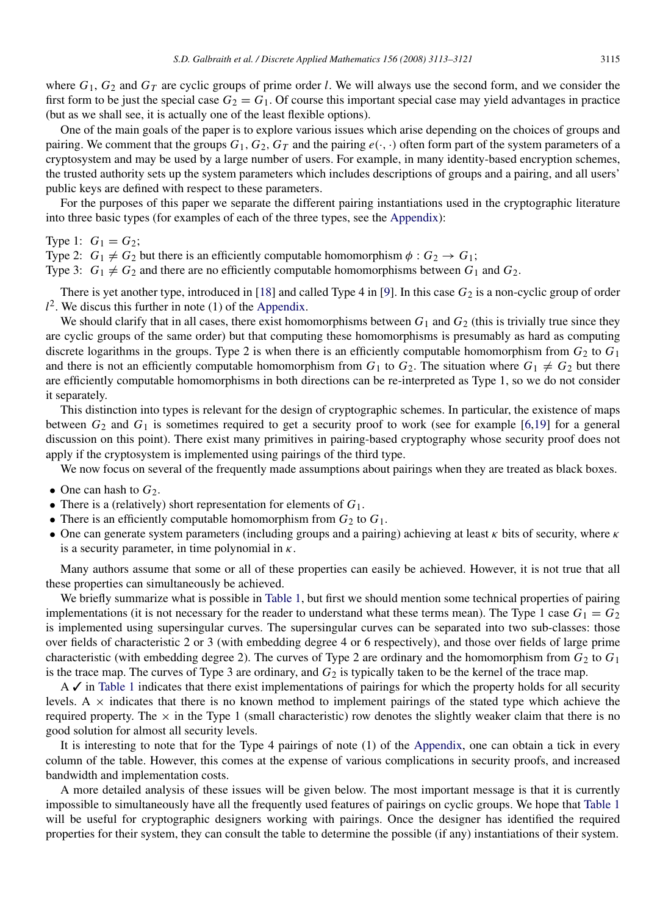where $G_1$, $G_2$ and $G_T$ are cyclic groups of prime order $l$. We will always use the second form, and we consider the first form to be just the special case $G_2 = G_1$. Of course this important special case may yield advantages in practice (but as we shall see, it is actually one of the least flexible options).

One of the main goals of the paper is to explore various issues which arise depending on the choices of groups and pairing. We comment that the groups $G_1, G_2, G_T$ and the pairing $e(\cdot, \cdot)$ often form part of the system parameters of a cryptosystem and may be used by a large number of users. For example, in many identity-based encryption schemes, the trusted authority sets up the system parameters which includes descriptions of groups and a pairing, and all users' public keys are defined with respect to these parameters.

For the purposes of this paper we separate the different pairing instantiations used in the cryptographic literature into three basic types (for examples of each of the three types, see the Appendix):

Type 1: $G_1 = G_2$;
Type 2: $G_1 \neq G_2$ but there is an efficiently computable homomorphism $\phi : G_2 \to G_1$;
Type 3: $G_1 \neq G_2$ and there are no efficiently computable homomorphisms between $G_1$ and $G_2$.

There is yet another type, introduced in [18] and called Type 4 in [9]. In this case $G_2$ is a non-cyclic group of order $l^2$. We discus this further in note (1) of the Appendix.

We should clarify that in all cases, there exist homomorphisms between $G_1$ and $G_2$ (this is trivially true since they are cyclic groups of the same order) but that computing these homomorphisms is presumably as hard as computing discrete logarithms in the groups. Type 2 is when there is an efficiently computable homomorphism from $G_2$ to $G_1$ and there is not an efficiently computable homomorphism from $G_1$ to $G_2$. The situation where $G_1 \neq G_2$ but there are efficiently computable homomorphisms in both directions can be re-interpreted as Type 1, so we do not consider it separately.

This distinction into types is relevant for the design of cryptographic schemes. In particular, the existence of maps between $G_2$ and $G_1$ is sometimes required to get a security proof to work (see for example [6,19] for a general discussion on this point). There exist many primitives in pairing-based cryptography whose security proof does not apply if the cryptosystem is implemented using pairings of the third type.

We now focus on several of the frequently made assumptions about pairings when they are treated as black boxes.

- One can hash to $G_2$.
- There is a (relatively) short representation for elements of $G_1$.
- There is an efficiently computable homomorphism from $G_2$ to $G_1$.
- One can generate system parameters (including groups and a pairing) achieving at least $\kappa$ bits of security, where $\kappa$ is a security parameter, in time polynomial in $\kappa$.

Many authors assume that some or all of these properties can easily be achieved. However, it is not true that all these properties can simultaneously be achieved.

We briefly summarize what is possible in Table 1, but first we should mention some technical properties of pairing implementations (it is not necessary for the reader to understand what these terms mean). The Type 1 case $G_1 = G_2$ is implemented using supersingular curves. The supersingular curves can be separated into two sub-classes: those over fields of characteristic 2 or 3 (with embedding degree 4 or 6 respectively), and those over fields of large prime characteristic (with embedding degree 2). The curves of Type 2 are ordinary and the homomorphism from $G_2$ to $G_1$ is the trace map. The curves of Type 3 are ordinary, and $G_2$ is typically taken to be the kernel of the trace map.

A ✓ in Table 1 indicates that there exist implementations of pairings for which the property holds for all security levels. A $\times$ indicates that there is no known method to implement pairings of the stated type which achieve the required property. The $\times$ in the Type 1 (small characteristic) row denotes the slightly weaker claim that there is no good solution for almost all security levels.

It is interesting to note that for the Type 4 pairings of note (1) of the Appendix, one can obtain a tick in every column of the table. However, this comes at the expense of various complications in security proofs, and increased bandwidth and implementation costs.

A more detailed analysis of these issues will be given below. The most important message is that it is currently impossible to simultaneously have all the frequently used features of pairings on cyclic groups. We hope that Table 1 will be useful for cryptographic designers working with pairings. Once the designer has identified the required properties for their system, they can consult the table to determine the possible (if any) instantiations of their system.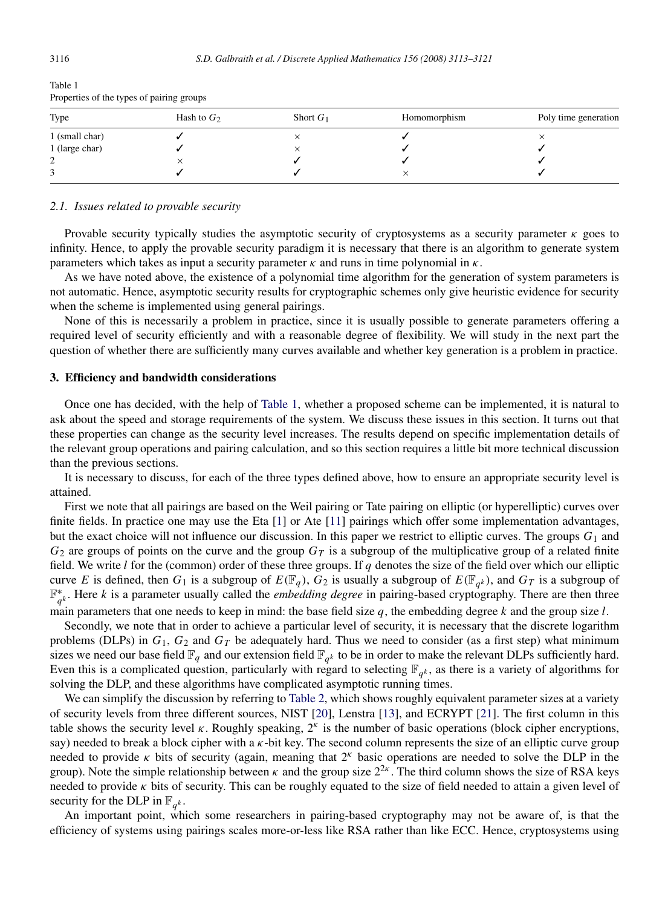Table 1
Properties of the types of pairing groups

| Type | Hash to $G_2$ | Short $G_1$ | Homomorphism | Poly time generation |
|---|---|---|---|---|
| 1 (small char) | ✓ | × | ✓ | × |
| 1 (large char) | ✓ | × | ✓ | ✓ |
| 2 | × | ✓ | ✓ | ✓ |
| 3 | ✓ | ✓ | × | ✓ |

### 2.1. Issues related to provable security

Provable security typically studies the asymptotic security of cryptosystems as a security parameter $\kappa$ goes to infinity. Hence, to apply the provable security paradigm it is necessary that there is an algorithm to generate system parameters which takes as input a security parameter $\kappa$ and runs in time polynomial in $\kappa$.

As we have noted above, the existence of a polynomial time algorithm for the generation of system parameters is not automatic. Hence, asymptotic security results for cryptographic schemes only give heuristic evidence for security when the scheme is implemented using general pairings.

None of this is necessarily a problem in practice, since it is usually possible to generate parameters offering a required level of security efficiently and with a reasonable degree of flexibility. We will study in the next part the question of whether there are sufficiently many curves available and whether key generation is a problem in practice.

## 3. Efficiency and bandwidth considerations

Once one has decided, with the help of Table 1, whether a proposed scheme can be implemented, it is natural to ask about the speed and storage requirements of the system. We discuss these issues in this section. It turns out that these properties can change as the security level increases. The results depend on specific implementation details of the relevant group operations and pairing calculation, and so this section requires a little bit more technical discussion than the previous sections.

It is necessary to discuss, for each of the three types defined above, how to ensure an appropriate security level is attained.

First we note that all pairings are based on the Weil pairing or Tate pairing on elliptic (or hyperelliptic) curves over finite fields. In practice one may use the Eta [1] or Ate [11] pairings which offer some implementation advantages, but the exact choice will not influence our discussion. In this paper we restrict to elliptic curves. The groups $G_1$ and $G_2$ are groups of points on the curve and the group $G_T$ is a subgroup of the multiplicative group of a related finite field. We write $l$ for the (common) order of these three groups. If $q$ denotes the size of the field over which our elliptic curve $E$ is defined, then $G_1$ is a subgroup of $E(\mathbb{F}_q)$, $G_2$ is usually a subgroup of $E(\mathbb{F}_{q^k})$, and $G_T$ is a subgroup of $\mathbb{F}_{q^k}^*$. Here $k$ is a parameter usually called the *embedding degree* in pairing-based cryptography. There are then three main parameters that one needs to keep in mind: the base field size $q$, the embedding degree $k$ and the group size $l$.

Secondly, we note that in order to achieve a particular level of security, it is necessary that the discrete logarithm problems (DLPs) in $G_1$, $G_2$ and $G_T$ be adequately hard. Thus we need to consider (as a first step) what minimum sizes we need our base field $\mathbb{F}_q$ and our extension field $\mathbb{F}_{q^k}$ to be in order to make the relevant DLPs sufficiently hard. Even this is a complicated question, particularly with regard to selecting $\mathbb{F}_{q^k}$, as there is a variety of algorithms for solving the DLP, and these algorithms have complicated asymptotic running times.

We can simplify the discussion by referring to Table 2, which shows roughly equivalent parameter sizes at a variety of security levels from three different sources, NIST [20], Lenstra [13], and ECRYPT [21]. The first column in this table shows the security level $\kappa$. Roughly speaking, $2^{\kappa}$ is the number of basic operations (block cipher encryptions, say) needed to break a block cipher with a $\kappa$-bit key. The second column represents the size of an elliptic curve group needed to provide $\kappa$ bits of security (again, meaning that $2^{\kappa}$ basic operations are needed to solve the DLP in the group). Note the simple relationship between $\kappa$ and the group size $2^{2\kappa}$. The third column shows the size of RSA keys needed to provide $\kappa$ bits of security. This can be roughly equated to the size of field needed to attain a given level of security for the DLP in $\mathbb{F}_{q^k}$.

An important point, which some researchers in pairing-based cryptography may not be aware of, is that the efficiency of systems using pairings scales more-or-less like RSA rather than like ECC. Hence, cryptosystems using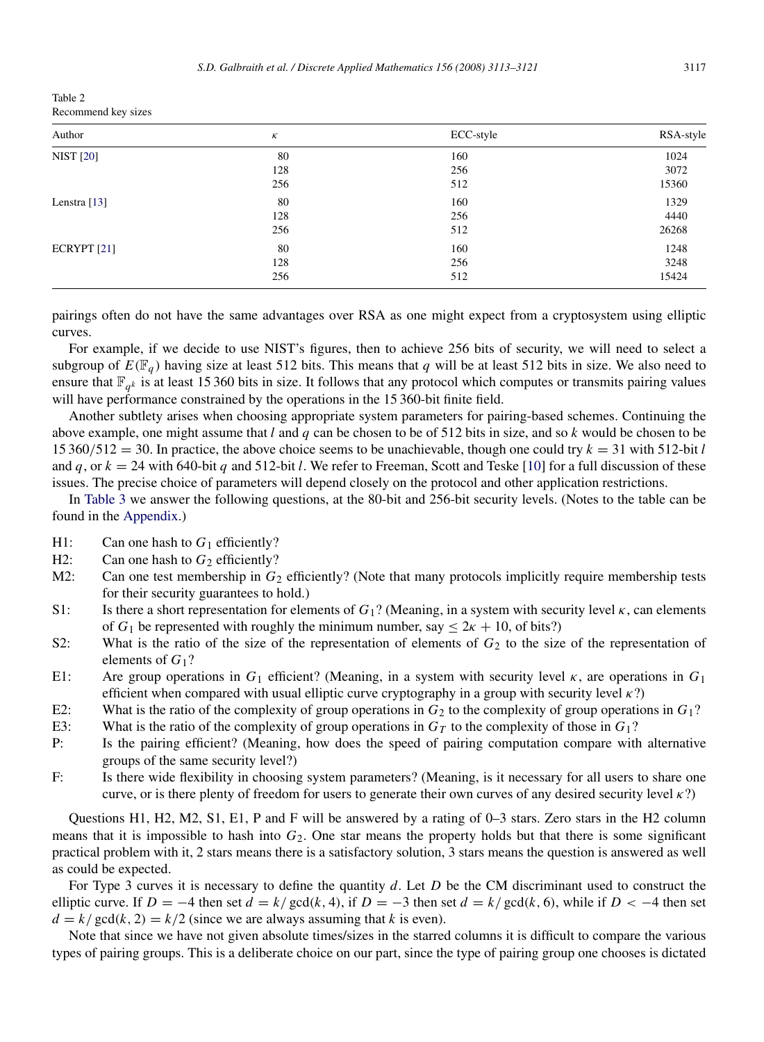Table 2
Recommend key sizes

| Author | $\kappa$ | ECC-style | RSA-style |
|---|---|---|---|
| NIST [20] | 80 | 160 | 1024 |
| | 128 | 256 | 3072 |
| | 256 | 512 | 15360 |
| Lenstra [13] | 80 | 160 | 1329 |
| | 128 | 256 | 4440 |
| | 256 | 512 | 26268 |
| ECRYPT [21] | 80 | 160 | 1248 |
| | 128 | 256 | 3248 |
| | 256 | 512 | 15424 |

pairings often do not have the same advantages over RSA as one might expect from a cryptosystem using elliptic curves.

For example, if we decide to use NIST's figures, then to achieve 256 bits of security, we will need to select a subgroup of $E(\mathbb{F}_q)$ having size at least 512 bits. This means that $q$ will be at least 512 bits in size. We also need to ensure that $\mathbb{F}_{q^k}$ is at least 15 360 bits in size. It follows that any protocol which computes or transmits pairing values will have performance constrained by the operations in the 15 360-bit finite field.

Another subtlety arises when choosing appropriate system parameters for pairing-based schemes. Continuing the above example, one might assume that $l$ and $q$ can be chosen to be of 512 bits in size, and so $k$ would be chosen to be $15\,360/512 = 30$. In practice, the above choice seems to be unachievable, though one could try $k = 31$ with 512-bit $l$ and $q$, or $k = 24$ with 640-bit $q$ and 512-bit $l$. We refer to Freeman, Scott and Teske [10] for a full discussion of these issues. The precise choice of parameters will depend closely on the protocol and other application restrictions.

In Table 3 we answer the following questions, at the 80-bit and 256-bit security levels. (Notes to the table can be found in the Appendix.)

- H1: Can one hash to $G_1$ efficiently?
- H2: Can one hash to $G_2$ efficiently?
- M2: Can one test membership in $G_2$ efficiently? (Note that many protocols implicitly require membership tests for their security guarantees to hold.)
- S1: Is there a short representation for elements of $G_1$? (Meaning, in a system with security level $\kappa$, can elements of $G_1$ be represented with roughly the minimum number, say $\leq 2\kappa + 10$, of bits?)
- S2: What is the ratio of the size of the representation of elements of $G_2$ to the size of the representation of elements of $G_1$?
- E1: Are group operations in $G_1$ efficient? (Meaning, in a system with security level $\kappa$, are operations in $G_1$ efficient when compared with usual elliptic curve cryptography in a group with security level $\kappa$?)
- E2: What is the ratio of the complexity of group operations in $G_2$ to the complexity of group operations in $G_1$?
- E3: What is the ratio of the complexity of group operations in $G_T$ to the complexity of those in $G_1$?
- P: Is the pairing efficient? (Meaning, how does the speed of pairing computation compare with alternative groups of the same security level?)
- F: Is there wide flexibility in choosing system parameters? (Meaning, is it necessary for all users to share one curve, or is there plenty of freedom for users to generate their own curves of any desired security level $\kappa$?)

Questions H1, H2, M2, S1, E1, P and F will be answered by a rating of 0–3 stars. Zero stars in the H2 column means that it is impossible to hash into $G_2$. One star means the property holds but that there is some significant practical problem with it, 2 stars means there is a satisfactory solution, 3 stars means the question is answered as well as could be expected.

For Type 3 curves it is necessary to define the quantity $d$. Let $D$ be the CM discriminant used to construct the elliptic curve. If $D = -4$ then set $d = k/\gcd(k, 4)$, if $D = -3$ then set $d = k/\gcd(k, 6)$, while if $D < -4$ then set $d = k/\gcd(k, 2) = k/2$ (since we are always assuming that $k$ is even).

Note that since we have not given absolute times/sizes in the starred columns it is difficult to compare the various types of pairing groups. This is a deliberate choice on our part, since the type of pairing group one chooses is dictated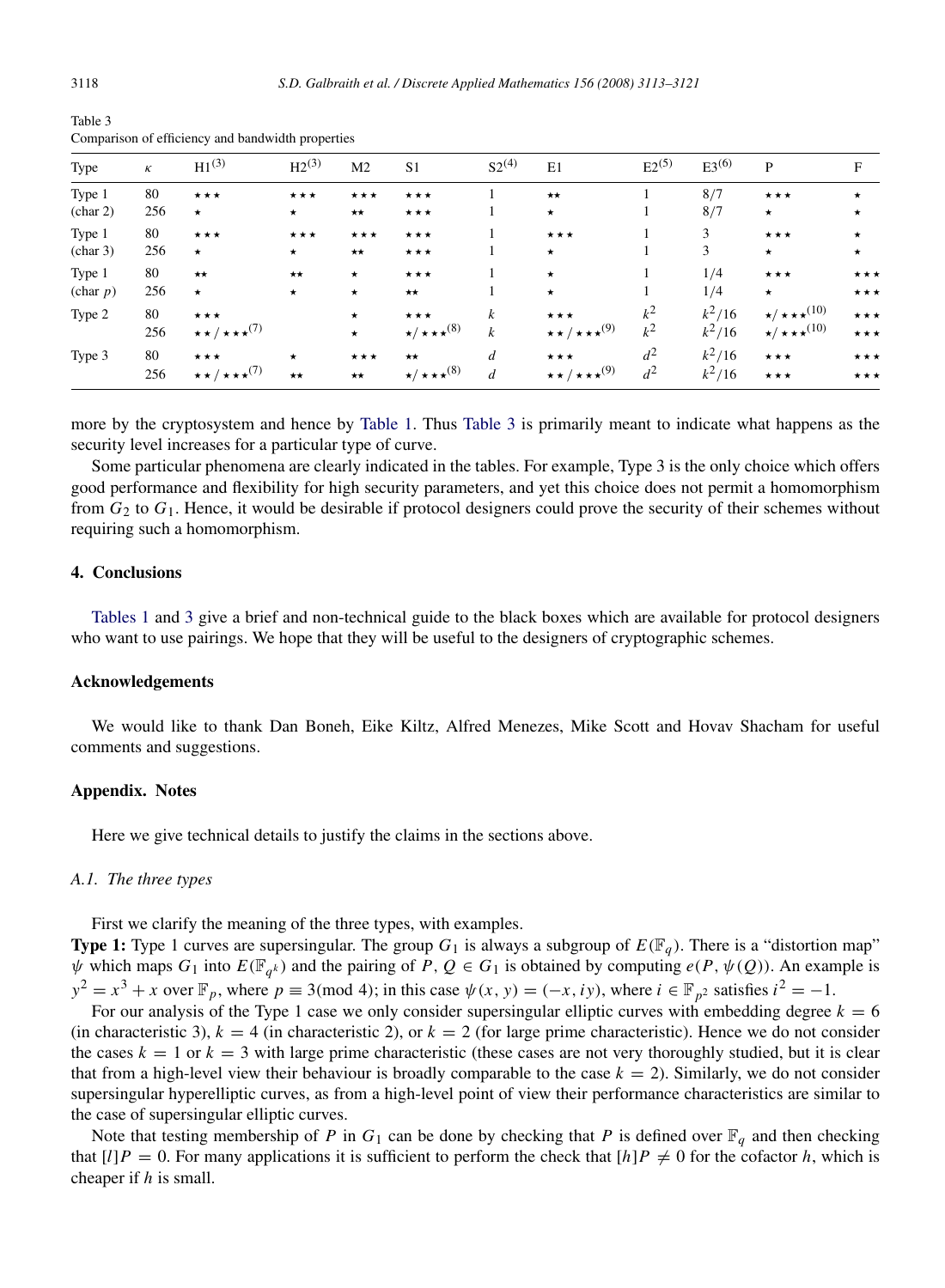Table 3
Comparison of efficiency and bandwidth properties

| Type | $\kappa$ | H1[(3)] | H2[(3)] | M2 | S1 | S2[(4)] | E1 | E2[(5)] | E3[(6)] | P | F |
|---|---|---|---|---|---|---|---|---|---|---|---|
| Type 1 | 80 | ⋆⋆⋆ | ⋆⋆⋆ | ⋆⋆⋆ | ⋆⋆⋆ | 1 | ⋆⋆ | 1 | 8/7 | ⋆⋆⋆ | ⋆ |
| (char 2) | 256 | ⋆ | ⋆ | ⋆⋆ | ⋆⋆⋆ | 1 | ⋆ | 1 | 8/7 | ⋆ | ⋆ |
| Type 1 | 80 | ⋆⋆⋆ | ⋆⋆⋆ | ⋆⋆⋆ | ⋆⋆⋆ | 1 | ⋆⋆⋆ | 1 | 3 | ⋆⋆⋆ | ⋆ |
| (char 3) | 256 | ⋆ | ⋆ | ⋆⋆ | ⋆⋆⋆ | 1 | ⋆ | 1 | 3 | ⋆ | ⋆ |
| Type 1 | 80 | ⋆⋆ | ⋆⋆ | ⋆ | ⋆⋆⋆ | 1 | ⋆ | 1 | 1/4 | ⋆⋆⋆ | ⋆⋆⋆ |
| (char $p$) | 256 | ⋆ | ⋆ | ⋆ | ⋆⋆ | 1 | ⋆ | 1 | 1/4 | ⋆ | ⋆⋆⋆ |
| Type 2 | 80 | ⋆⋆⋆ | | ⋆ | ⋆⋆⋆ | $k$ | ⋆⋆⋆ | $k^2$ | $k^2/16$ | ⋆/⋆⋆⋆[(10)] | ⋆⋆⋆ |
| | 256 | ⋆⋆/⋆⋆⋆[(7)] | | ⋆ | ⋆/⋆⋆⋆[(8)] | $k$ | ⋆⋆/⋆⋆⋆[(9)] | $k^2$ | $k^2/16$ | ⋆/⋆⋆⋆[(10)] | ⋆⋆⋆ |
| Type 3 | 80 | ⋆⋆⋆ | ⋆ | ⋆⋆⋆ | ⋆⋆ | $d$ | ⋆⋆⋆ | $d^2$ | $k^2/16$ | ⋆⋆⋆ | ⋆⋆⋆ |
| | 256 | ⋆⋆/⋆⋆⋆[(7)] | ⋆⋆ | ⋆⋆ | ⋆/⋆⋆⋆[(8)] | $d$ | ⋆⋆/⋆⋆⋆[(9)] | $d^2$ | $k^2/16$ | ⋆⋆⋆ | ⋆⋆⋆ |

more by the cryptosystem and hence by Table 1. Thus Table 3 is primarily meant to indicate what happens as the security level increases for a particular type of curve.

Some particular phenomena are clearly indicated in the tables. For example, Type 3 is the only choice which offers good performance and flexibility for high security parameters, and yet this choice does not permit a homomorphism from $G_2$ to $G_1$. Hence, it would be desirable if protocol designers could prove the security of their schemes without requiring such a homomorphism.

## 4. Conclusions

Tables 1 and 3 give a brief and non-technical guide to the black boxes which are available for protocol designers who want to use pairings. We hope that they will be useful to the designers of cryptographic schemes.

## Acknowledgements

We would like to thank Dan Boneh, Eike Kiltz, Alfred Menezes, Mike Scott and Hovav Shacham for useful comments and suggestions.

## Appendix. Notes

Here we give technical details to justify the claims in the sections above.

### *A.1. The three types*

First we clarify the meaning of the three types, with examples.

**Type 1:** Type 1 curves are supersingular. The group $G_1$ is always a subgroup of $E(\mathbb{F}_q)$. There is a "distortion map" $\psi$ which maps $G_1$ into $E(\mathbb{F}_{q^k})$ and the pairing of $P, Q \in G_1$ is obtained by computing $e(P, \psi(Q))$. An example is $y^2 = x^3 + x$ over $\mathbb{F}_p$, where $p \equiv 3 \pmod 4$; in this case $\psi(x, y) = (-x, iy)$, where $i \in \mathbb{F}_{p^2}$ satisfies $i^2 = -1$.

For our analysis of the Type 1 case we only consider supersingular elliptic curves with embedding degree $k = 6$ (in characteristic 3), $k = 4$ (in characteristic 2), or $k = 2$ (for large prime characteristic). Hence we do not consider the cases $k = 1$ or $k = 3$ with large prime characteristic (these cases are not very thoroughly studied, but it is clear that from a high-level view their behaviour is broadly comparable to the case $k = 2$). Similarly, we do not consider supersingular hyperelliptic curves, as from a high-level point of view their performance characteristics are similar to the case of supersingular elliptic curves.

Note that testing membership of $P$ in $G_1$ can be done by checking that $P$ is defined over $\mathbb{F}_q$ and then checking that $[l]P = 0$. For many applications it is sufficient to perform the check that $[h]P \neq 0$ for the cofactor $h$, which is cheaper if $h$ is small.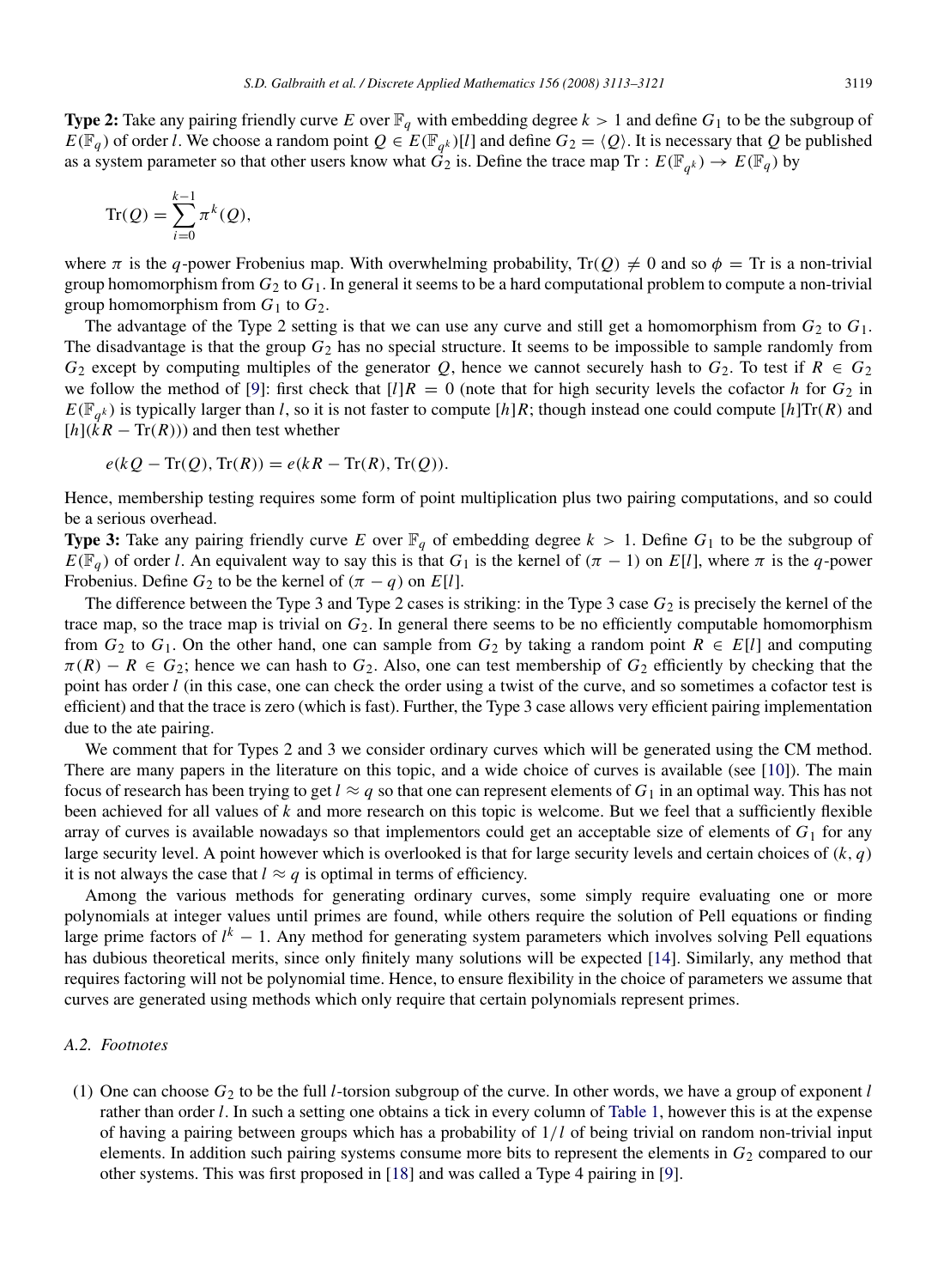**Type 2:** Take any pairing friendly curve $E$ over $\mathbb{F}_q$ with embedding degree $k > 1$ and define $G_1$ to be the subgroup of $E(\mathbb{F}_q)$ of order $l$. We choose a random point $Q \in E(\mathbb{F}_{q^k})[l]$ and define $G_2 = \langle Q \rangle$. It is necessary that $Q$ be published as a system parameter so that other users know what $G_2$ is. Define the trace map $\mathrm{Tr} : E(\mathbb{F}_{q^k}) \to E(\mathbb{F}_q)$ by

$$\mathrm{Tr}(Q) = \sum_{i=0}^{k-1} \pi^k(Q),$$

where $\pi$ is the $q$-power Frobenius map. With overwhelming probability, $\mathrm{Tr}(Q) \neq 0$ and so $\phi = \mathrm{Tr}$ is a non-trivial group homomorphism from $G_2$ to $G_1$. In general it seems to be a hard computational problem to compute a non-trivial group homomorphism from $G_1$ to $G_2$.

The advantage of the Type 2 setting is that we can use any curve and still get a homomorphism from $G_2$ to $G_1$. The disadvantage is that the group $G_2$ has no special structure. It seems to be impossible to sample randomly from $G_2$ except by computing multiples of the generator $Q$, hence we cannot securely hash to $G_2$. To test if $R \in G_2$ we follow the method of [9]: first check that $[l]R = 0$ (note that for high security levels the cofactor $h$ for $G_2$ in $E(\mathbb{F}_{q^k})$ is typically larger than $l$, so it is not faster to compute $[h]R$; though instead one could compute $[h]\mathrm{Tr}(R)$ and $[h](kR - \mathrm{Tr}(R))$) and then test whether

$$e(kQ - \mathrm{Tr}(Q), \mathrm{Tr}(R)) = e(kR - \mathrm{Tr}(R), \mathrm{Tr}(Q)).$$

Hence, membership testing requires some form of point multiplication plus two pairing computations, and so could be a serious overhead.

**Type 3:** Take any pairing friendly curve $E$ over $\mathbb{F}_q$ of embedding degree $k > 1$. Define $G_1$ to be the subgroup of $E(\mathbb{F}_q)$ of order $l$. An equivalent way to say this is that $G_1$ is the kernel of $(\pi - 1)$ on $E[l]$, where $\pi$ is the $q$-power Frobenius. Define $G_2$ to be the kernel of $(\pi - q)$ on $E[l]$.

The difference between the Type 3 and Type 2 cases is striking: in the Type 3 case $G_2$ is precisely the kernel of the trace map, so the trace map is trivial on $G_2$. In general there seems to be no efficiently computable homomorphism from $G_2$ to $G_1$. On the other hand, one can sample from $G_2$ by taking a random point $R \in E[l]$ and computing $\pi(R) - R \in G_2$; hence we can hash to $G_2$. Also, one can test membership of $G_2$ efficiently by checking that the point has order $l$ (in this case, one can check the order using a twist of the curve, and so sometimes a cofactor test is efficient) and that the trace is zero (which is fast). Further, the Type 3 case allows very efficient pairing implementation due to the ate pairing.

We comment that for Types 2 and 3 we consider ordinary curves which will be generated using the CM method. There are many papers in the literature on this topic, and a wide choice of curves is available (see [10]). The main focus of research has been trying to get $l \approx q$ so that one can represent elements of $G_1$ in an optimal way. This has not been achieved for all values of $k$ and more research on this topic is welcome. But we feel that a sufficiently flexible array of curves is available nowadays so that implementors could get an acceptable size of elements of $G_1$ for any large security level. A point however which is overlooked is that for large security levels and certain choices of $(k, q)$ it is not always the case that $l \approx q$ is optimal in terms of efficiency.

Among the various methods for generating ordinary curves, some simply require evaluating one or more polynomials at integer values until primes are found, while others require the solution of Pell equations or finding large prime factors of $l^k - 1$. Any method for generating system parameters which involves solving Pell equations has dubious theoretical merits, since only finitely many solutions will be expected [14]. Similarly, any method that requires factoring will not be polynomial time. Hence, to ensure flexibility in the choice of parameters we assume that curves are generated using methods which only require that certain polynomials represent primes.

### A.2. Footnotes

(1) One can choose $G_2$ to be the full $l$-torsion subgroup of the curve. In other words, we have a group of exponent $l$ rather than order $l$. In such a setting one obtains a tick in every column of Table 1, however this is at the expense of having a pairing between groups which has a probability of $1/l$ of being trivial on random non-trivial input elements. In addition such pairing systems consume more bits to represent the elements in $G_2$ compared to our other systems. This was first proposed in [18] and was called a Type 4 pairing in [9].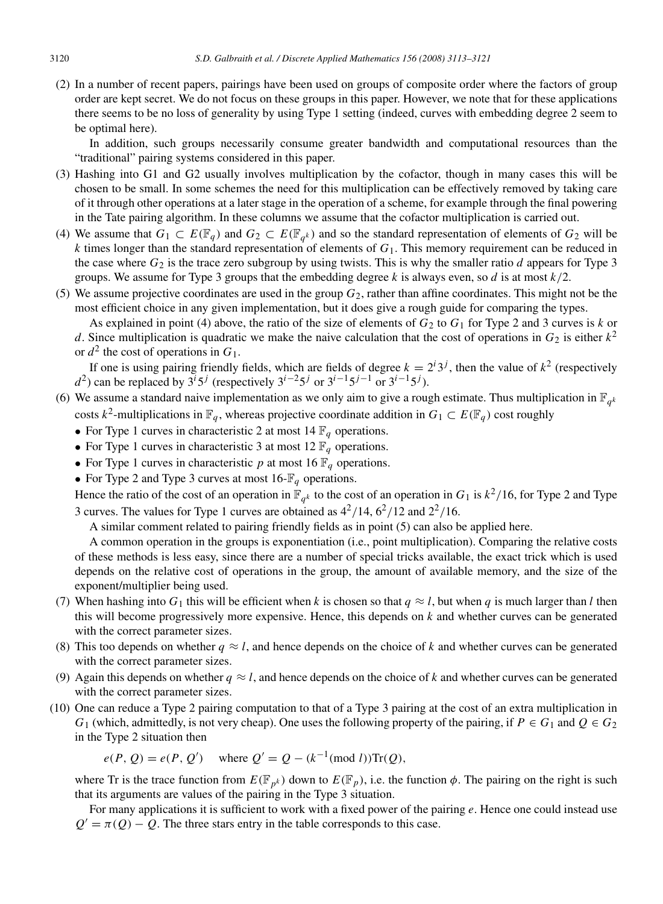(2) In a number of recent papers, pairings have been used on groups of composite order where the factors of group order are kept secret. We do not focus on these groups in this paper. However, we note that for these applications there seems to be no loss of generality by using Type 1 setting (indeed, curves with embedding degree 2 seem to be optimal here).

In addition, such groups necessarily consume greater bandwidth and computational resources than the "traditional" pairing systems considered in this paper.

(3) Hashing into G1 and G2 usually involves multiplication by the cofactor, though in many cases this will be chosen to be small. In some schemes the need for this multiplication can be effectively removed by taking care of it through other operations at a later stage in the operation of a scheme, for example through the final powering in the Tate pairing algorithm. In these columns we assume that the cofactor multiplication is carried out.

(4) We assume that $G_1 \subset E(\mathbb{F}_q)$ and $G_2 \subset E(\mathbb{F}_{q^k})$ and so the standard representation of elements of $G_2$ will be $k$ times longer than the standard representation of elements of $G_1$. This memory requirement can be reduced in the case where $G_2$ is the trace zero subgroup by using twists. This is why the smaller ratio $d$ appears for Type 3 groups. We assume for Type 3 groups that the embedding degree $k$ is always even, so $d$ is at most $k/2$.

(5) We assume projective coordinates are used in the group $G_2$, rather than affine coordinates. This might not be the most efficient choice in any given implementation, but it does give a rough guide for comparing the types.

As explained in point (4) above, the ratio of the size of elements of $G_2$ to $G_1$ for Type 2 and 3 curves is $k$ or $d$. Since multiplication is quadratic we make the naive calculation that the cost of operations in $G_2$ is either $k^2$ or $d^2$ the cost of operations in $G_1$.

If one is using pairing friendly fields, which are fields of degree $k = 2^i 3^j$, then the value of $k^2$ (respectively $d^2$) can be replaced by $3^i 5^j$ (respectively $3^{i-2}5^j$ or $3^{i-1}5^{j-1}$ or $3^{i-1}5^j$).

(6) We assume a standard naive implementation as we only aim to give a rough estimate. Thus multiplication in $\mathbb{F}_{q^k}$ costs $k^2$-multiplications in $\mathbb{F}_q$, whereas projective coordinate addition in $G_1 \subset E(\mathbb{F}_q)$ cost roughly
   - For Type 1 curves in characteristic 2 at most 14 $\mathbb{F}_q$ operations.
   - For Type 1 curves in characteristic 3 at most 12 $\mathbb{F}_q$ operations.
   - For Type 1 curves in characteristic $p$ at most 16 $\mathbb{F}_q$ operations.
   - For Type 2 and Type 3 curves at most 16-$\mathbb{F}_q$ operations.

Hence the ratio of the cost of an operation in $\mathbb{F}_{q^k}$ to the cost of an operation in $G_1$ is $k^2/16$, for Type 2 and Type 3 curves. The values for Type 1 curves are obtained as $4^2/14$, $6^2/12$ and $2^2/16$.

A similar comment related to pairing friendly fields as in point (5) can also be applied here.

A common operation in the groups is exponentiation (i.e., point multiplication). Comparing the relative costs of these methods is less easy, since there are a number of special tricks available, the exact trick which is used depends on the relative cost of operations in the group, the amount of available memory, and the size of the exponent/multiplier being used.

(7) When hashing into $G_1$ this will be efficient when $k$ is chosen so that $q \approx l$, but when $q$ is much larger than $l$ then this will become progressively more expensive. Hence, this depends on $k$ and whether curves can be generated with the correct parameter sizes.

(8) This too depends on whether $q \approx l$, and hence depends on the choice of $k$ and whether curves can be generated with the correct parameter sizes.

(9) Again this depends on whether $q \approx l$, and hence depends on the choice of $k$ and whether curves can be generated with the correct parameter sizes.

(10) One can reduce a Type 2 pairing computation to that of a Type 3 pairing at the cost of an extra multiplication in $G_1$ (which, admittedly, is not very cheap). One uses the following property of the pairing, if $P \in G_1$ and $Q \in G_2$ in the Type 2 situation then

$$e(P, Q) = e(P, Q') \quad \text{where } Q' = Q - (k^{-1} (\text{mod } l))\text{Tr}(Q),$$

where Tr is the trace function from $E(\mathbb{F}_{p^k})$ down to $E(\mathbb{F}_p)$, i.e. the function $\phi$. The pairing on the right is such that its arguments are values of the pairing in the Type 3 situation.

For many applications it is sufficient to work with a fixed power of the pairing $e$. Hence one could instead use $Q' = \pi(Q) - Q$. The three stars entry in the table corresponds to this case.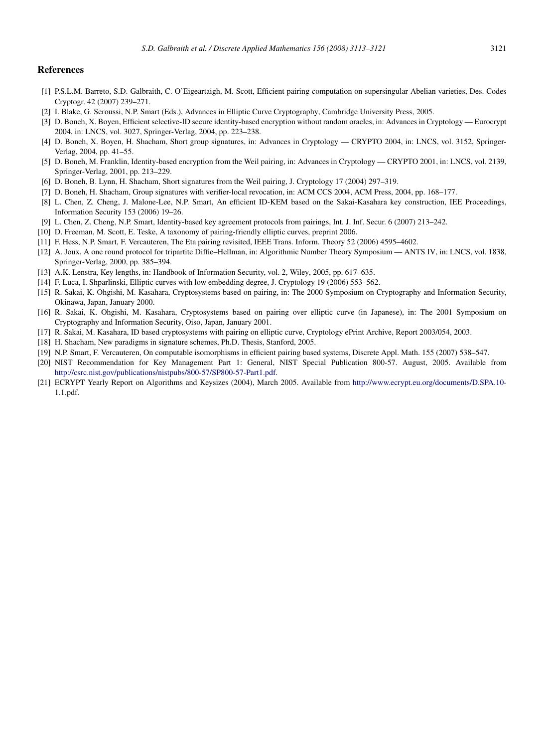## References

[1] P.S.L.M. Barreto, S.D. Galbraith, C. O'Eigeartaigh, M. Scott, Efficient pairing computation on supersingular Abelian varieties, Des. Codes Cryptogr. 42 (2007) 239–271.

[2] I. Blake, G. Seroussi, N.P. Smart (Eds.), Advances in Elliptic Curve Cryptography, Cambridge University Press, 2005.

[3] D. Boneh, X. Boyen, Efficient selective-ID secure identity-based encryption without random oracles, in: Advances in Cryptology — Eurocrypt 2004, in: LNCS, vol. 3027, Springer-Verlag, 2004, pp. 223–238.

[4] D. Boneh, X. Boyen, H. Shacham, Short group signatures, in: Advances in Cryptology — CRYPTO 2004, in: LNCS, vol. 3152, Springer-Verlag, 2004, pp. 41–55.

[5] D. Boneh, M. Franklin, Identity-based encryption from the Weil pairing, in: Advances in Cryptology — CRYPTO 2001, in: LNCS, vol. 2139, Springer-Verlag, 2001, pp. 213–229.

[6] D. Boneh, B. Lynn, H. Shacham, Short signatures from the Weil pairing, J. Cryptology 17 (2004) 297–319.

[7] D. Boneh, H. Shacham, Group signatures with verifier-local revocation, in: ACM CCS 2004, ACM Press, 2004, pp. 168–177.

[8] L. Chen, Z. Cheng, J. Malone-Lee, N.P. Smart, An efficient ID-KEM based on the Sakai-Kasahara key construction, IEE Proceedings, Information Security 153 (2006) 19–26.

[9] L. Chen, Z. Cheng, N.P. Smart, Identity-based key agreement protocols from pairings, Int. J. Inf. Secur. 6 (2007) 213–242.

[10] D. Freeman, M. Scott, E. Teske, A taxonomy of pairing-friendly elliptic curves, preprint 2006.

[11] F. Hess, N.P. Smart, F. Vercauteren, The Eta pairing revisited, IEEE Trans. Inform. Theory 52 (2006) 4595–4602.

[12] A. Joux, A one round protocol for tripartite Diffie–Hellman, in: Algorithmic Number Theory Symposium — ANTS IV, in: LNCS, vol. 1838, Springer-Verlag, 2000, pp. 385–394.

[13] A.K. Lenstra, Key lengths, in: Handbook of Information Security, vol. 2, Wiley, 2005, pp. 617–635.

[14] F. Luca, I. Shparlinski, Elliptic curves with low embedding degree, J. Cryptology 19 (2006) 553–562.

[15] R. Sakai, K. Ohgishi, M. Kasahara, Cryptosystems based on pairing, in: The 2000 Symposium on Cryptography and Information Security, Okinawa, Japan, January 2000.

[16] R. Sakai, K. Ohgishi, M. Kasahara, Cryptosystems based on pairing over elliptic curve (in Japanese), in: The 2001 Symposium on Cryptography and Information Security, Oiso, Japan, January 2001.

[17] R. Sakai, M. Kasahara, ID based cryptosystems with pairing on elliptic curve, Cryptology ePrint Archive, Report 2003/054, 2003.

[18] H. Shacham, New paradigms in signature schemes, Ph.D. Thesis, Stanford, 2005.

[19] N.P. Smart, F. Vercauteren, On computable isomorphisms in efficient pairing based systems, Discrete Appl. Math. 155 (2007) 538–547.

[20] NIST Recommendation for Key Management Part 1: General, NIST Special Publication 800-57. August, 2005. Available from http://csrc.nist.gov/publications/nistpubs/800-57/SP800-57-Part1.pdf.

[21] ECRYPT Yearly Report on Algorithms and Keysizes (2004), March 2005. Available from http://www.ecrypt.eu.org/documents/D.SPA.10-1.1.pdf.